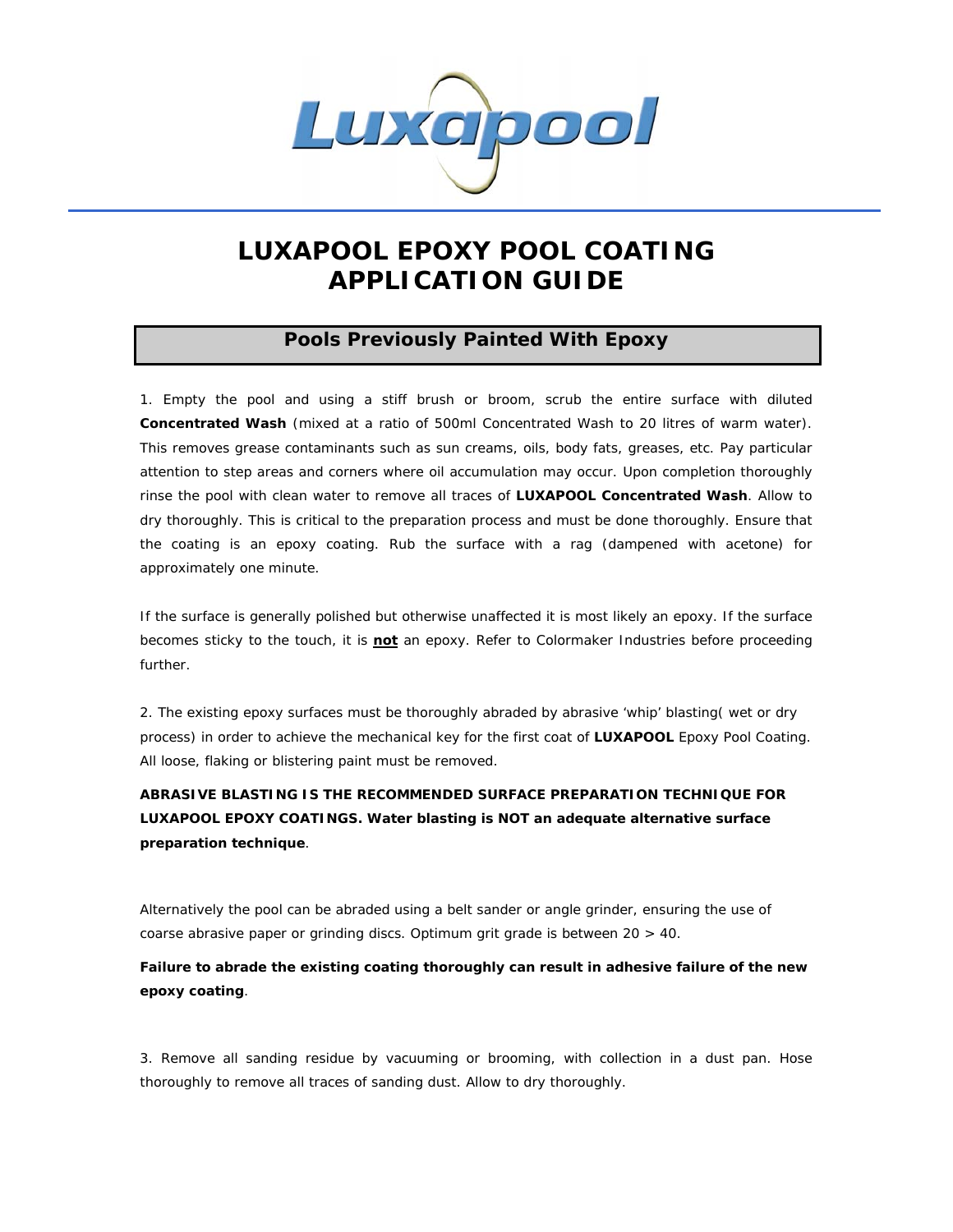# LUXAPOOL EPOXY POOL COATING APPLICATION GUIDE

## Pools Previously Painted With Epoxy

1. Empty the pool and using a stiff brush or broom, scrub the entire surface with diluted **Concentrated Wash** (mixed at a ratio of 500ml Concentrated Wash to 20 litres of warm water). This removes grease contaminants such as sun creams, oils, body fats, greases, etc. Pay particular attention to step areas and corners where oil accumulation may occur. Upon completion thoroughly rinse the pool with clean water to remove all traces of **LUXAPOOL Concentrated Wash**. Allow to dry thoroughly. This is critical to the preparation process and must be done thoroughly. Ensure that the coating is an epoxy coating. Rub the surface with a rag (dampened with acetone) for approximately one minute.

If the surface is generally polished but otherwise unaffected it is most likely an epoxy. If the surface becomes sticky to the touch, it is **not** an epoxy. Refer to Colormaker Industries before proceeding further.

2. The existing epoxy surfaces must be thoroughly abraded by abrasive 'whip' blasting( wet or dry process) in order to achieve the mechanical key for the first coat of **LUXAPOOL** Epoxy Pool Coating. All loose, flaking or blistering paint must be removed.

**ABRASIVE BLASTING IS THE RECOMMENDED SURFACE PREPARATION TECHNIQUE FOR LUXAPOOL EPOXY COATINGS. Water blasting is NOT an adequate alternative surface preparation technique**.

Alternatively the pool can be abraded using a belt sander or angle grinder, ensuring the use of coarse abrasive paper or grinding discs. Optimum grit grade is between 20 > 40.

**Failure to abrade the existing coating thoroughly can result in adhesive failure of the new epoxy coating**.

3. Remove all sanding residue by vacuuming or brooming, with collection in a dust pan. Hose thoroughly to remove all traces of sanding dust. Allow to dry thoroughly.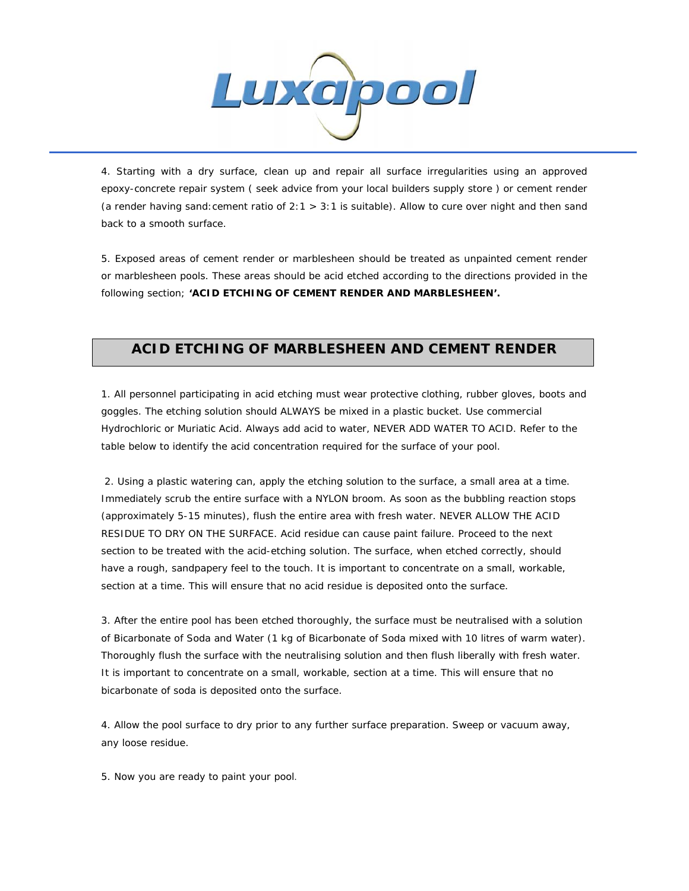4. Starting with a dry surface, clean up and repair all surface irregularities using an approved epoxy-concrete repair system ( seek advice from your local builders supply store ) or cement render (a render having sand:cement ratio of 2:1 > 3:1 is suitable). Allow to cure over night and then sand back to a smooth surface.

5. Exposed areas of cement render or marblesheen should be treated as unpainted cement render or marblesheen pools. These areas should be acid etched according to the directions provided in the following section; **'ACID ETCHING OF CEMENT RENDER AND MARBLESHEEN'.**

## ACID ETCHING OF MARBLESHEEN AND CEMENT RENDER

1. All personnel participating in acid etching must wear protective clothing, rubber gloves, boots and goggles. The etching solution should ALWAYS be mixed in a plastic bucket. Use commercial Hydrochloric or Muriatic Acid. Always add acid to water, NEVER ADD WATER TO ACID. Refer to the table below to identify the acid concentration required for the surface of your pool.

2. Using a plastic watering can, apply the etching solution to the surface, a small area at a time. Immediately scrub the entire surface with a NYLON broom. As soon as the bubbling reaction stops (approximately 5-15 minutes), flush the entire area with fresh water. NEVER ALLOW THE ACID RESIDUE TO DRY ON THE SURFACE. Acid residue can cause paint failure. Proceed to the next section to be treated with the acid-etching solution. The surface, when etched correctly, should have a rough, sandpapery feel to the touch. It is important to concentrate on a small, workable, section at a time. This will ensure that no acid residue is deposited onto the surface.

3. After the entire pool has been etched thoroughly, the surface must be neutralised with a solution of Bicarbonate of Soda and Water (1 kg of Bicarbonate of Soda mixed with 10 litres of warm water). Thoroughly flush the surface with the neutralising solution and then flush liberally with fresh water. It is important to concentrate on a small, workable, section at a time. This will ensure that no bicarbonate of soda is deposited onto the surface.

4. Allow the pool surface to dry prior to any further surface preparation. Sweep or vacuum away, any loose residue.

5. Now you are ready to paint your pool.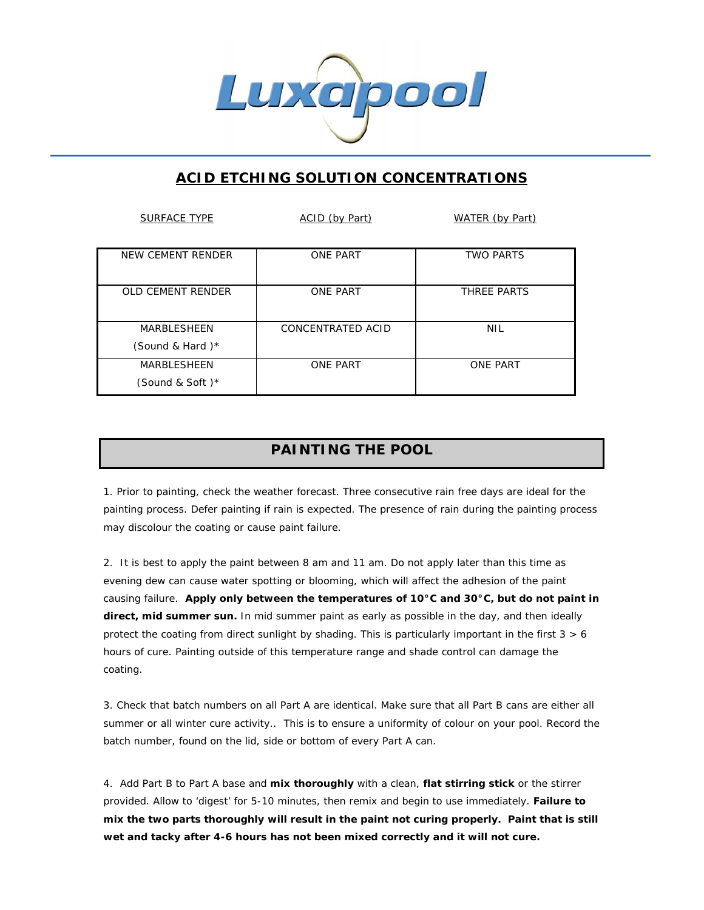## ACID ETCHING SOLUTION CONCENTRATIONS

| SURFACE TYPE | ACID (by Part) | WATER (by Part) |
|---|---|---|
| NEW CEMENT RENDER | ONE PART | TWO PARTS |
| OLD CEMENT RENDER | ONE PART | THREE PARTS |
| MARBLESHEEN (Sound & Hard )* | CONCENTRATED ACID | NIL |
| MARBLESHEEN (Sound & Soft )* | ONE PART | ONE PART |

## PAINTING THE POOL

1. Prior to painting, check the weather forecast. Three consecutive rain free days are ideal for the painting process. Defer painting if rain is expected. The presence of rain during the painting process may discolour the coating or cause paint failure.

2. It is best to apply the paint between 8 am and 11 am. Do not apply later than this time as evening dew can cause water spotting or blooming, which will affect the adhesion of the paint causing failure. **Apply only between the temperatures of 10°C and 30°C, but do not paint in direct, mid summer sun.** In mid summer paint as early as possible in the day, and then ideally protect the coating from direct sunlight by shading. This is particularly important in the first 3 > 6 hours of cure. Painting outside of this temperature range and shade control can damage the coating.

3. Check that batch numbers on all Part A are identical. Make sure that all Part B cans are either all summer or all winter cure activity.. This is to ensure a uniformity of colour on your pool. Record the batch number, found on the lid, side or bottom of every Part A can.

4. Add Part B to Part A base and **mix thoroughly** with a clean, **flat stirring stick** or the stirrer provided. Allow to 'digest' for 5-10 minutes, then remix and begin to use immediately. **Failure to mix the two parts thoroughly will result in the paint not curing properly. Paint that is still wet and tacky after 4-6 hours has not been mixed correctly and it will not cure.**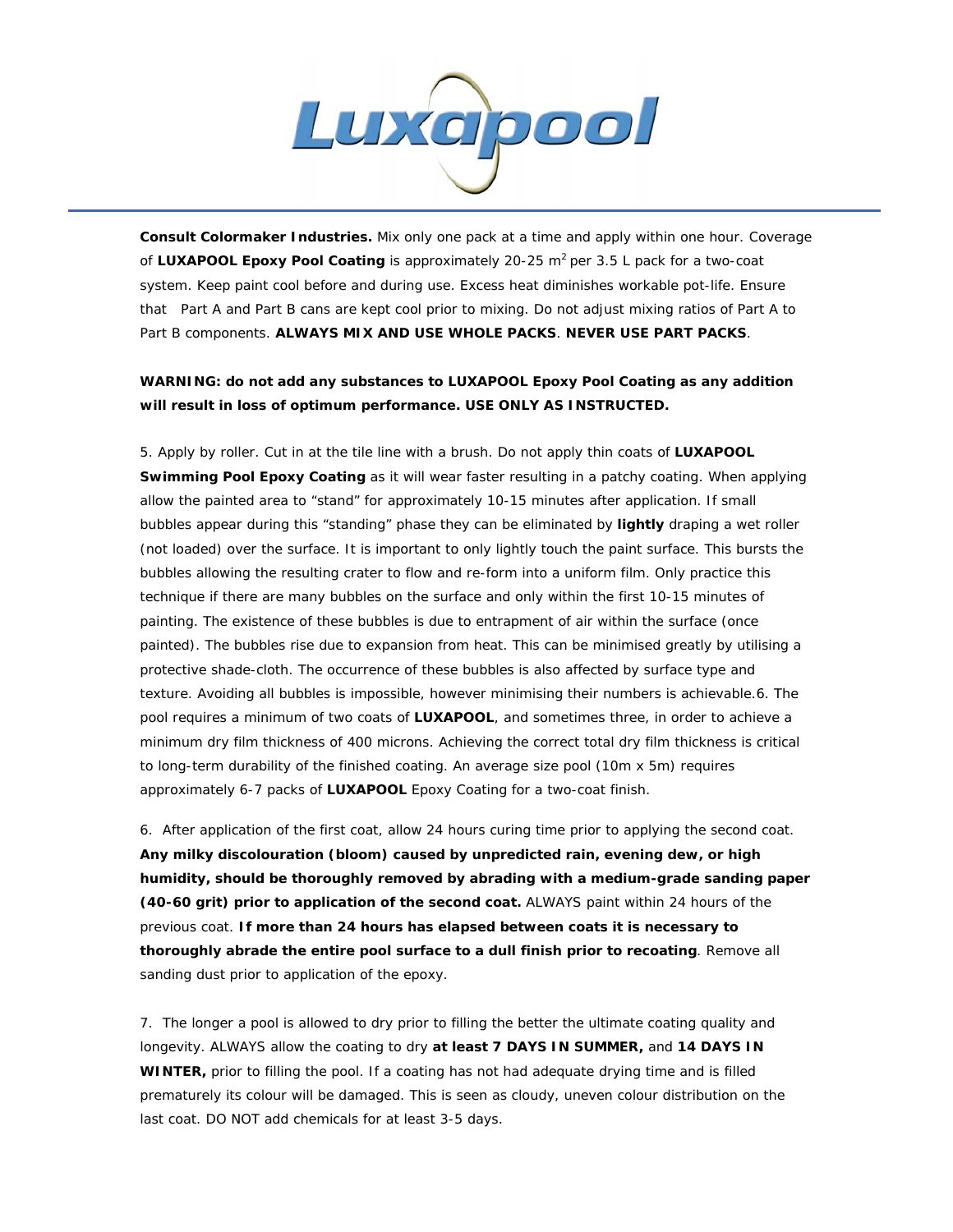**Consult Colormaker Industries.** Mix only one pack at a time and apply within one hour. Coverage of **LUXAPOOL Epoxy Pool Coating** is approximately 20-25 $m^2$ per 3.5 L pack for a two-coat system. Keep paint cool before and during use. Excess heat diminishes workable pot-life. Ensure that Part A and Part B cans are kept cool prior to mixing. Do not adjust mixing ratios of Part A to Part B components. **ALWAYS MIX AND USE WHOLE PACKS**. **NEVER USE PART PACKS**.

**WARNING: do not add any substances to LUXAPOOL Epoxy Pool Coating as any addition will result in loss of optimum performance. USE ONLY AS INSTRUCTED.**

5. Apply by roller. Cut in at the tile line with a brush. Do not apply thin coats of **LUXAPOOL Swimming Pool Epoxy Coating** as it will wear faster resulting in a patchy coating. When applying allow the painted area to "stand" for approximately 10-15 minutes after application. If small bubbles appear during this "standing" phase they can be eliminated by **lightly** draping a wet roller (not loaded) over the surface. It is important to only lightly touch the paint surface. This bursts the bubbles allowing the resulting crater to flow and re-form into a uniform film. Only practice this technique if there are many bubbles on the surface and only within the first 10-15 minutes of painting. The existence of these bubbles is due to entrapment of air within the surface (once painted). The bubbles rise due to expansion from heat. This can be minimised greatly by utilising a protective shade-cloth. The occurrence of these bubbles is also affected by surface type and texture. Avoiding all bubbles is impossible, however minimising their numbers is achievable.6. The pool requires a minimum of two coats of **LUXAPOOL**, and sometimes three, in order to achieve a minimum dry film thickness of 400 microns. Achieving the correct total dry film thickness is critical to long-term durability of the finished coating. An average size pool (10m x 5m) requires approximately 6-7 packs of **LUXAPOOL** Epoxy Coating for a two-coat finish.

6. After application of the first coat, allow 24 hours curing time prior to applying the second coat. **Any milky discolouration (bloom) caused by unpredicted rain, evening dew, or high humidity, should be thoroughly removed by abrading with a medium-grade sanding paper (40-60 grit) prior to application of the second coat.** ALWAYS paint within 24 hours of the previous coat. **If more than 24 hours has elapsed between coats it is necessary to thoroughly abrade the entire pool surface to a dull finish prior to recoating**. Remove all sanding dust prior to application of the epoxy.

7. The longer a pool is allowed to dry prior to filling the better the ultimate coating quality and longevity. ALWAYS allow the coating to dry **at least 7 DAYS IN SUMMER,** and **14 DAYS IN WINTER,** prior to filling the pool. If a coating has not had adequate drying time and is filled prematurely its colour will be damaged. This is seen as cloudy, uneven colour distribution on the last coat. DO NOT add chemicals for at least 3-5 days.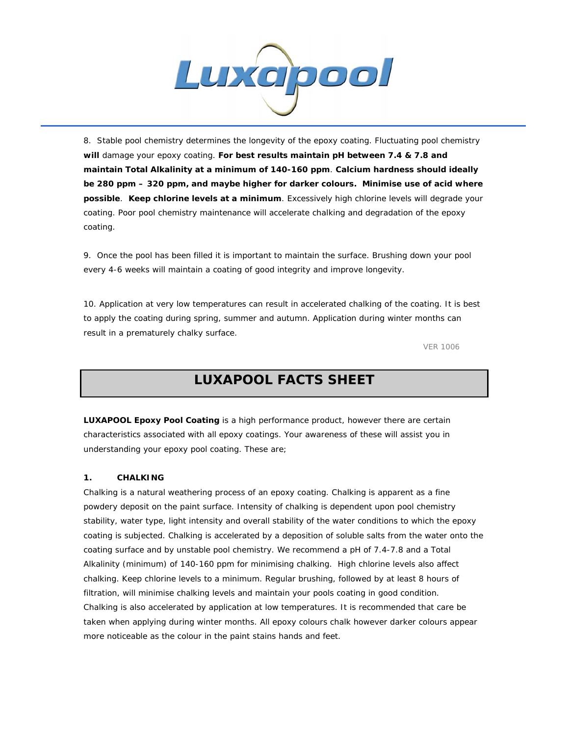8. Stable pool chemistry determines the longevity of the epoxy coating. Fluctuating pool chemistry **will** damage your epoxy coating. **For best results maintain pH between 7.4 & 7.8 and maintain Total Alkalinity at a minimum of 140-160 ppm**. **Calcium hardness should ideally be 280 ppm – 320 ppm, and maybe higher for darker colours. Minimise use of acid where possible**. **Keep chlorine levels at a minimum**. Excessively high chlorine levels will degrade your coating. Poor pool chemistry maintenance will accelerate chalking and degradation of the epoxy coating.

9. Once the pool has been filled it is important to maintain the surface. Brushing down your pool every 4-6 weeks will maintain a coating of good integrity and improve longevity.

10. Application at very low temperatures can result in accelerated chalking of the coating. It is best to apply the coating during spring, summer and autumn. Application during winter months can result in a prematurely chalky surface.

VER 1006

# LUXAPOOL FACTS SHEET

**LUXAPOOL Epoxy Pool Coating** is a high performance product, however there are certain characteristics associated with all epoxy coatings. Your awareness of these will assist you in understanding your epoxy pool coating. These are;

**1. CHALKING**

Chalking is a natural weathering process of an epoxy coating. Chalking is apparent as a fine powdery deposit on the paint surface. Intensity of chalking is dependent upon pool chemistry stability, water type, light intensity and overall stability of the water conditions to which the epoxy coating is subjected. Chalking is accelerated by a deposition of soluble salts from the water onto the coating surface and by unstable pool chemistry. We recommend a pH of 7.4-7.8 and a Total Alkalinity (minimum) of 140-160 ppm for minimising chalking. High chlorine levels also affect chalking. Keep chlorine levels to a minimum. Regular brushing, followed by at least 8 hours of filtration, will minimise chalking levels and maintain your pools coating in good condition. Chalking is also accelerated by application at low temperatures. It is recommended that care be taken when applying during winter months. All epoxy colours chalk however darker colours appear more noticeable as the colour in the paint stains hands and feet.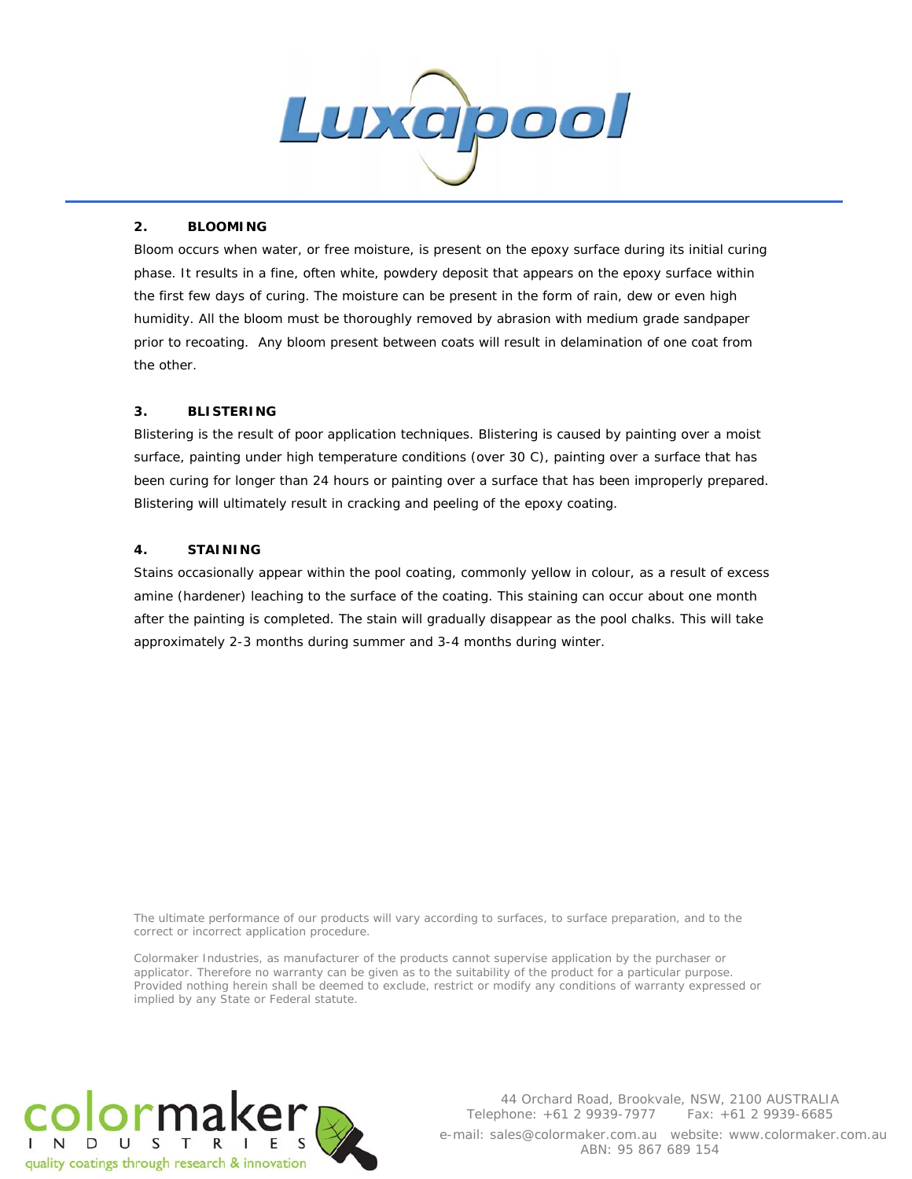## 2. BLOOMING

Bloom occurs when water, or free moisture, is present on the epoxy surface during its initial curing phase. It results in a fine, often white, powdery deposit that appears on the epoxy surface within the first few days of curing. The moisture can be present in the form of rain, dew or even high humidity. All the bloom must be thoroughly removed by abrasion with medium grade sandpaper prior to recoating. Any bloom present between coats will result in delamination of one coat from the other.

## 3. BLISTERING

Blistering is the result of poor application techniques. Blistering is caused by painting over a moist surface, painting under high temperature conditions (over 30 C), painting over a surface that has been curing for longer than 24 hours or painting over a surface that has been improperly prepared. Blistering will ultimately result in cracking and peeling of the epoxy coating.

## 4. STAINING

Stains occasionally appear within the pool coating, commonly yellow in colour, as a result of excess amine (hardener) leaching to the surface of the coating. This staining can occur about one month after the painting is completed. The stain will gradually disappear as the pool chalks. This will take approximately 2-3 months during summer and 3-4 months during winter.

The ultimate performance of our products will vary according to surfaces, to surface preparation, and to the correct or incorrect application procedure.

Colormaker Industries, as manufacturer of the products cannot supervise application by the purchaser or applicator. Therefore no warranty can be given as to the suitability of the product for a particular purpose. Provided nothing herein shall be deemed to exclude, restrict or modify any conditions of warranty expressed or implied by any State or Federal statute.

colormaker INDUSTRIES
quality coatings through research & innovation

44 Orchard Road, Brookvale, NSW, 2100 AUSTRALIA
Telephone: +61 2 9939-7977 Fax: +61 2 9939-6685
e-mail: sales@colormaker.com.au website: www.colormaker.com.au
ABN: 95 867 689 154